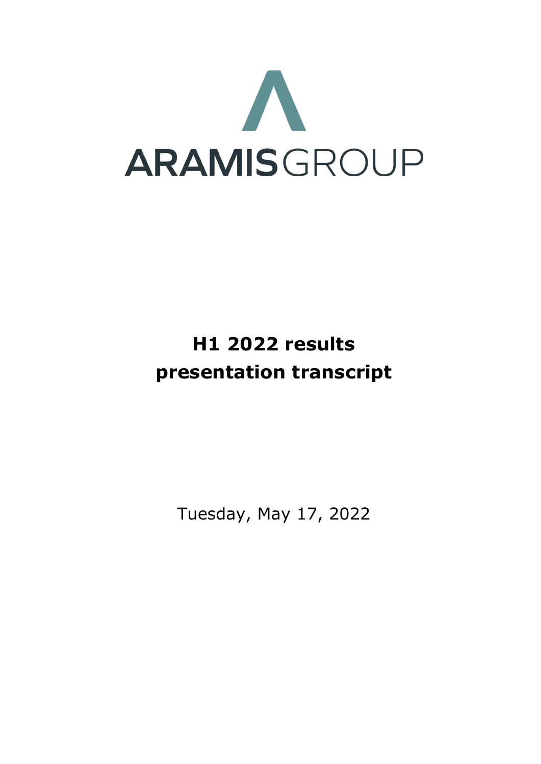ARAMIS GROUP

# H1 2022 results presentation transcript

Tuesday, May 17, 2022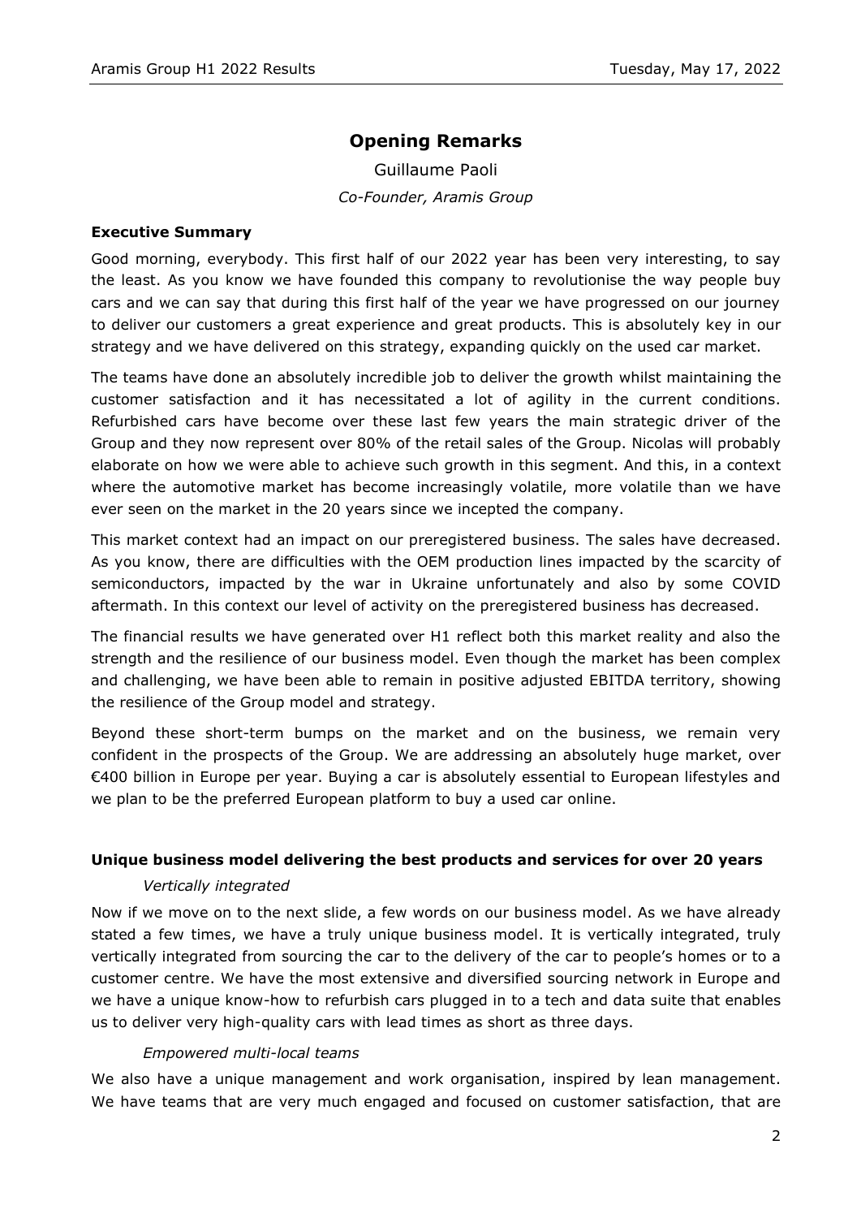## Opening Remarks

Guillaume Paoli

*Co-Founder, Aramis Group*

### Executive Summary

Good morning, everybody. This first half of our 2022 year has been very interesting, to say the least. As you know we have founded this company to revolutionise the way people buy cars and we can say that during this first half of the year we have progressed on our journey to deliver our customers a great experience and great products. This is absolutely key in our strategy and we have delivered on this strategy, expanding quickly on the used car market.

The teams have done an absolutely incredible job to deliver the growth whilst maintaining the customer satisfaction and it has necessitated a lot of agility in the current conditions. Refurbished cars have become over these last few years the main strategic driver of the Group and they now represent over 80% of the retail sales of the Group. Nicolas will probably elaborate on how we were able to achieve such growth in this segment. And this, in a context where the automotive market has become increasingly volatile, more volatile than we have ever seen on the market in the 20 years since we incepted the company.

This market context had an impact on our preregistered business. The sales have decreased. As you know, there are difficulties with the OEM production lines impacted by the scarcity of semiconductors, impacted by the war in Ukraine unfortunately and also by some COVID aftermath. In this context our level of activity on the preregistered business has decreased.

The financial results we have generated over H1 reflect both this market reality and also the strength and the resilience of our business model. Even though the market has been complex and challenging, we have been able to remain in positive adjusted EBITDA territory, showing the resilience of the Group model and strategy.

Beyond these short-term bumps on the market and on the business, we remain very confident in the prospects of the Group. We are addressing an absolutely huge market, over €400 billion in Europe per year. Buying a car is absolutely essential to European lifestyles and we plan to be the preferred European platform to buy a used car online.

### Unique business model delivering the best products and services for over 20 years

*Vertically integrated*

Now if we move on to the next slide, a few words on our business model. As we have already stated a few times, we have a truly unique business model. It is vertically integrated, truly vertically integrated from sourcing the car to the delivery of the car to people's homes or to a customer centre. We have the most extensive and diversified sourcing network in Europe and we have a unique know-how to refurbish cars plugged in to a tech and data suite that enables us to deliver very high-quality cars with lead times as short as three days.

*Empowered multi-local teams*

We also have a unique management and work organisation, inspired by lean management. We have teams that are very much engaged and focused on customer satisfaction, that are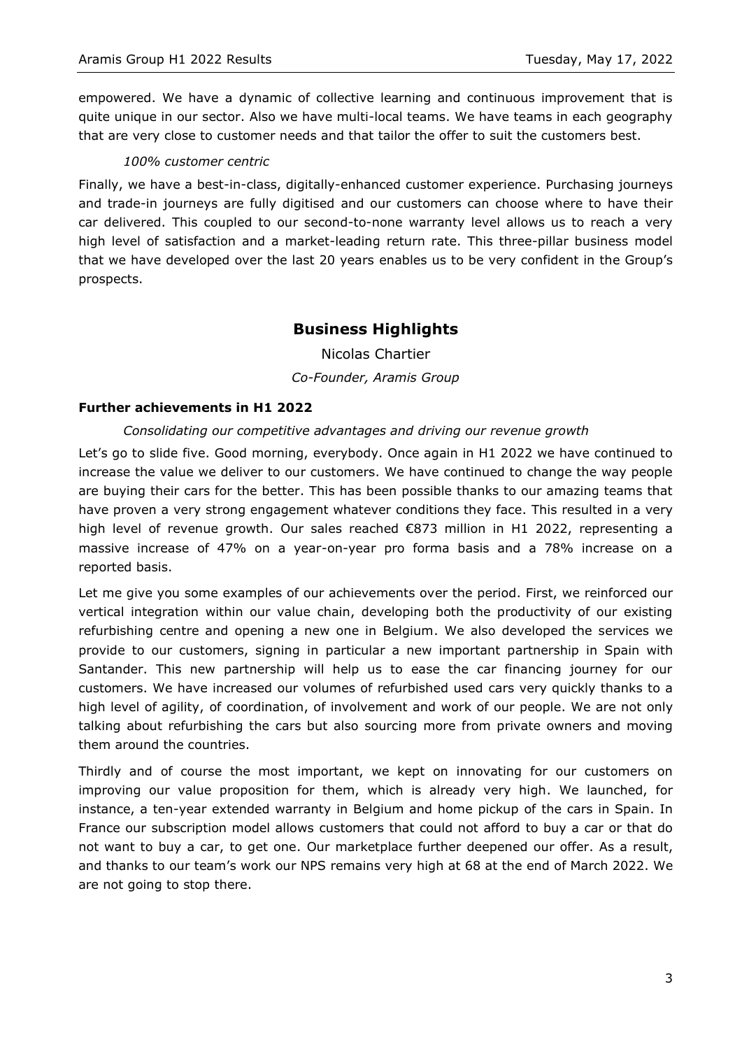empowered. We have a dynamic of collective learning and continuous improvement that is quite unique in our sector. Also we have multi-local teams. We have teams in each geography that are very close to customer needs and that tailor the offer to suit the customers best.

*100% customer centric*

Finally, we have a best-in-class, digitally-enhanced customer experience. Purchasing journeys and trade-in journeys are fully digitised and our customers can choose where to have their car delivered. This coupled to our second-to-none warranty level allows us to reach a very high level of satisfaction and a market-leading return rate. This three-pillar business model that we have developed over the last 20 years enables us to be very confident in the Group's prospects.

## Business Highlights

Nicolas Chartier

*Co-Founder, Aramis Group*

### Further achievements in H1 2022

*Consolidating our competitive advantages and driving our revenue growth*

Let's go to slide five. Good morning, everybody. Once again in H1 2022 we have continued to increase the value we deliver to our customers. We have continued to change the way people are buying their cars for the better. This has been possible thanks to our amazing teams that have proven a very strong engagement whatever conditions they face. This resulted in a very high level of revenue growth. Our sales reached €873 million in H1 2022, representing a massive increase of 47% on a year-on-year pro forma basis and a 78% increase on a reported basis.

Let me give you some examples of our achievements over the period. First, we reinforced our vertical integration within our value chain, developing both the productivity of our existing refurbishing centre and opening a new one in Belgium. We also developed the services we provide to our customers, signing in particular a new important partnership in Spain with Santander. This new partnership will help us to ease the car financing journey for our customers. We have increased our volumes of refurbished used cars very quickly thanks to a high level of agility, of coordination, of involvement and work of our people. We are not only talking about refurbishing the cars but also sourcing more from private owners and moving them around the countries.

Thirdly and of course the most important, we kept on innovating for our customers on improving our value proposition for them, which is already very high. We launched, for instance, a ten-year extended warranty in Belgium and home pickup of the cars in Spain. In France our subscription model allows customers that could not afford to buy a car or that do not want to buy a car, to get one. Our marketplace further deepened our offer. As a result, and thanks to our team's work our NPS remains very high at 68 at the end of March 2022. We are not going to stop there.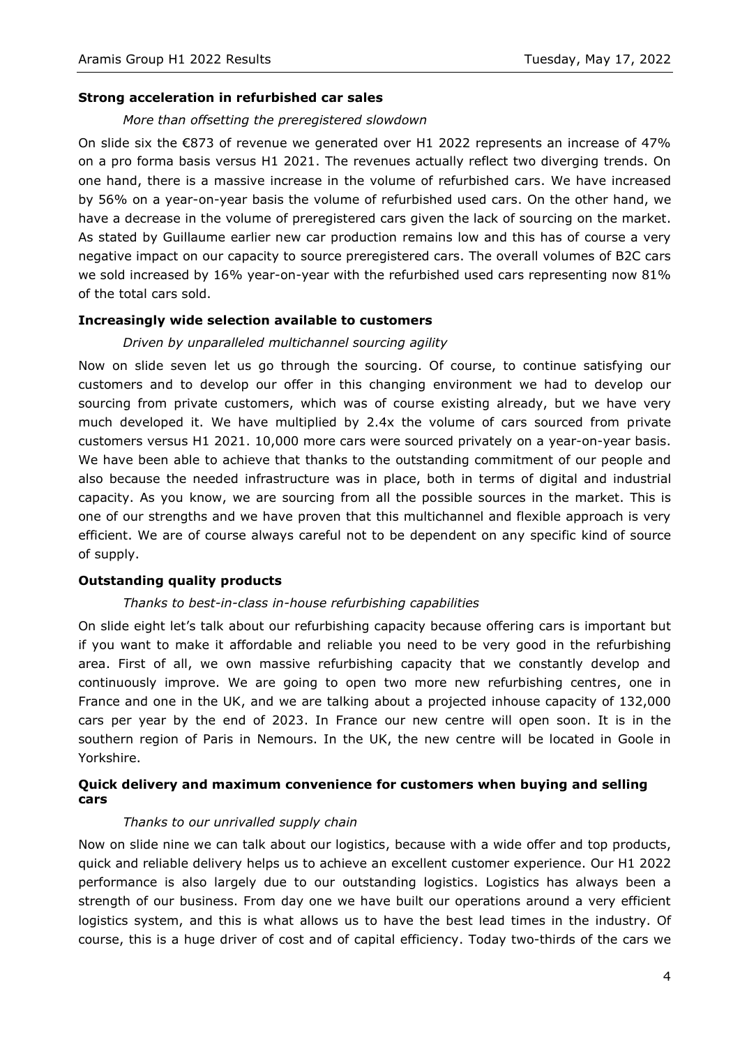**Strong acceleration in refurbished car sales**

*More than offsetting the preregistered slowdown*

On slide six the €873 of revenue we generated over H1 2022 represents an increase of 47% on a pro forma basis versus H1 2021. The revenues actually reflect two diverging trends. On one hand, there is a massive increase in the volume of refurbished cars. We have increased by 56% on a year-on-year basis the volume of refurbished used cars. On the other hand, we have a decrease in the volume of preregistered cars given the lack of sourcing on the market. As stated by Guillaume earlier new car production remains low and this has of course a very negative impact on our capacity to source preregistered cars. The overall volumes of B2C cars we sold increased by 16% year-on-year with the refurbished used cars representing now 81% of the total cars sold.

**Increasingly wide selection available to customers**

*Driven by unparalleled multichannel sourcing agility*

Now on slide seven let us go through the sourcing. Of course, to continue satisfying our customers and to develop our offer in this changing environment we had to develop our sourcing from private customers, which was of course existing already, but we have very much developed it. We have multiplied by 2.4x the volume of cars sourced from private customers versus H1 2021. 10,000 more cars were sourced privately on a year-on-year basis. We have been able to achieve that thanks to the outstanding commitment of our people and also because the needed infrastructure was in place, both in terms of digital and industrial capacity. As you know, we are sourcing from all the possible sources in the market. This is one of our strengths and we have proven that this multichannel and flexible approach is very efficient. We are of course always careful not to be dependent on any specific kind of source of supply.

**Outstanding quality products**

*Thanks to best-in-class in-house refurbishing capabilities*

On slide eight let's talk about our refurbishing capacity because offering cars is important but if you want to make it affordable and reliable you need to be very good in the refurbishing area. First of all, we own massive refurbishing capacity that we constantly develop and continuously improve. We are going to open two more new refurbishing centres, one in France and one in the UK, and we are talking about a projected inhouse capacity of 132,000 cars per year by the end of 2023. In France our new centre will open soon. It is in the southern region of Paris in Nemours. In the UK, the new centre will be located in Goole in Yorkshire.

**Quick delivery and maximum convenience for customers when buying and selling cars**

*Thanks to our unrivalled supply chain*

Now on slide nine we can talk about our logistics, because with a wide offer and top products, quick and reliable delivery helps us to achieve an excellent customer experience. Our H1 2022 performance is also largely due to our outstanding logistics. Logistics has always been a strength of our business. From day one we have built our operations around a very efficient logistics system, and this is what allows us to have the best lead times in the industry. Of course, this is a huge driver of cost and of capital efficiency. Today two-thirds of the cars we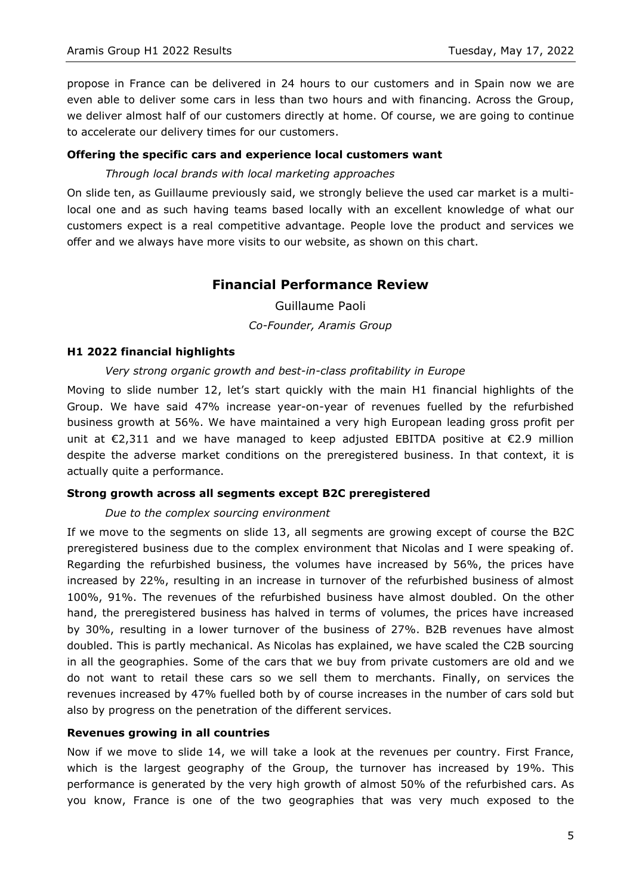propose in France can be delivered in 24 hours to our customers and in Spain now we are even able to deliver some cars in less than two hours and with financing. Across the Group, we deliver almost half of our customers directly at home. Of course, we are going to continue to accelerate our delivery times for our customers.

### Offering the specific cars and experience local customers want

*Through local brands with local marketing approaches*

On slide ten, as Guillaume previously said, we strongly believe the used car market is a multi-local one and as such having teams based locally with an excellent knowledge of what our customers expect is a real competitive advantage. People love the product and services we offer and we always have more visits to our website, as shown on this chart.

## Financial Performance Review

Guillaume Paoli

*Co-Founder, Aramis Group*

### H1 2022 financial highlights

*Very strong organic growth and best-in-class profitability in Europe*

Moving to slide number 12, let's start quickly with the main H1 financial highlights of the Group. We have said 47% increase year-on-year of revenues fuelled by the refurbished business growth at 56%. We have maintained a very high European leading gross profit per unit at €2,311 and we have managed to keep adjusted EBITDA positive at €2.9 million despite the adverse market conditions on the preregistered business. In that context, it is actually quite a performance.

### Strong growth across all segments except B2C preregistered

*Due to the complex sourcing environment*

If we move to the segments on slide 13, all segments are growing except of course the B2C preregistered business due to the complex environment that Nicolas and I were speaking of. Regarding the refurbished business, the volumes have increased by 56%, the prices have increased by 22%, resulting in an increase in turnover of the refurbished business of almost 100%, 91%. The revenues of the refurbished business have almost doubled. On the other hand, the preregistered business has halved in terms of volumes, the prices have increased by 30%, resulting in a lower turnover of the business of 27%. B2B revenues have almost doubled. This is partly mechanical. As Nicolas has explained, we have scaled the C2B sourcing in all the geographies. Some of the cars that we buy from private customers are old and we do not want to retail these cars so we sell them to merchants. Finally, on services the revenues increased by 47% fuelled both by of course increases in the number of cars sold but also by progress on the penetration of the different services.

### Revenues growing in all countries

Now if we move to slide 14, we will take a look at the revenues per country. First France, which is the largest geography of the Group, the turnover has increased by 19%. This performance is generated by the very high growth of almost 50% of the refurbished cars. As you know, France is one of the two geographies that was very much exposed to the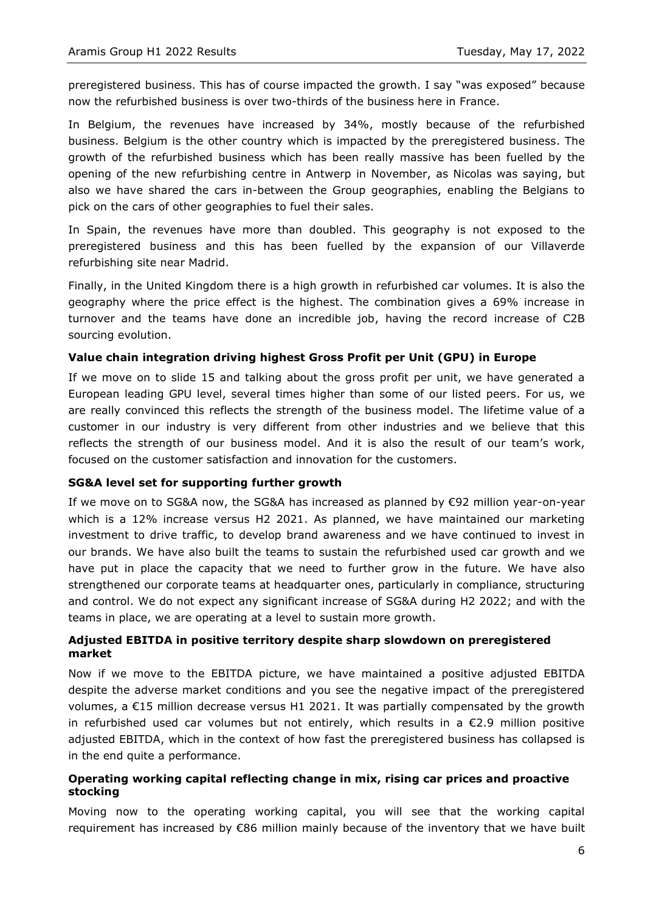preregistered business. This has of course impacted the growth. I say "was exposed" because now the refurbished business is over two-thirds of the business here in France.

In Belgium, the revenues have increased by 34%, mostly because of the refurbished business. Belgium is the other country which is impacted by the preregistered business. The growth of the refurbished business which has been really massive has been fuelled by the opening of the new refurbishing centre in Antwerp in November, as Nicolas was saying, but also we have shared the cars in-between the Group geographies, enabling the Belgians to pick on the cars of other geographies to fuel their sales.

In Spain, the revenues have more than doubled. This geography is not exposed to the preregistered business and this has been fuelled by the expansion of our Villaverde refurbishing site near Madrid.

Finally, in the United Kingdom there is a high growth in refurbished car volumes. It is also the geography where the price effect is the highest. The combination gives a 69% increase in turnover and the teams have done an incredible job, having the record increase of C2B sourcing evolution.

### Value chain integration driving highest Gross Profit per Unit (GPU) in Europe

If we move on to slide 15 and talking about the gross profit per unit, we have generated a European leading GPU level, several times higher than some of our listed peers. For us, we are really convinced this reflects the strength of the business model. The lifetime value of a customer in our industry is very different from other industries and we believe that this reflects the strength of our business model. And it is also the result of our team's work, focused on the customer satisfaction and innovation for the customers.

### SG&A level set for supporting further growth

If we move on to SG&A now, the SG&A has increased as planned by €92 million year-on-year which is a 12% increase versus H2 2021. As planned, we have maintained our marketing investment to drive traffic, to develop brand awareness and we have continued to invest in our brands. We have also built the teams to sustain the refurbished used car growth and we have put in place the capacity that we need to further grow in the future. We have also strengthened our corporate teams at headquarter ones, particularly in compliance, structuring and control. We do not expect any significant increase of SG&A during H2 2022; and with the teams in place, we are operating at a level to sustain more growth.

### Adjusted EBITDA in positive territory despite sharp slowdown on preregistered market

Now if we move to the EBITDA picture, we have maintained a positive adjusted EBITDA despite the adverse market conditions and you see the negative impact of the preregistered volumes, a €15 million decrease versus H1 2021. It was partially compensated by the growth in refurbished used car volumes but not entirely, which results in a €2.9 million positive adjusted EBITDA, which in the context of how fast the preregistered business has collapsed is in the end quite a performance.

### Operating working capital reflecting change in mix, rising car prices and proactive stocking

Moving now to the operating working capital, you will see that the working capital requirement has increased by €86 million mainly because of the inventory that we have built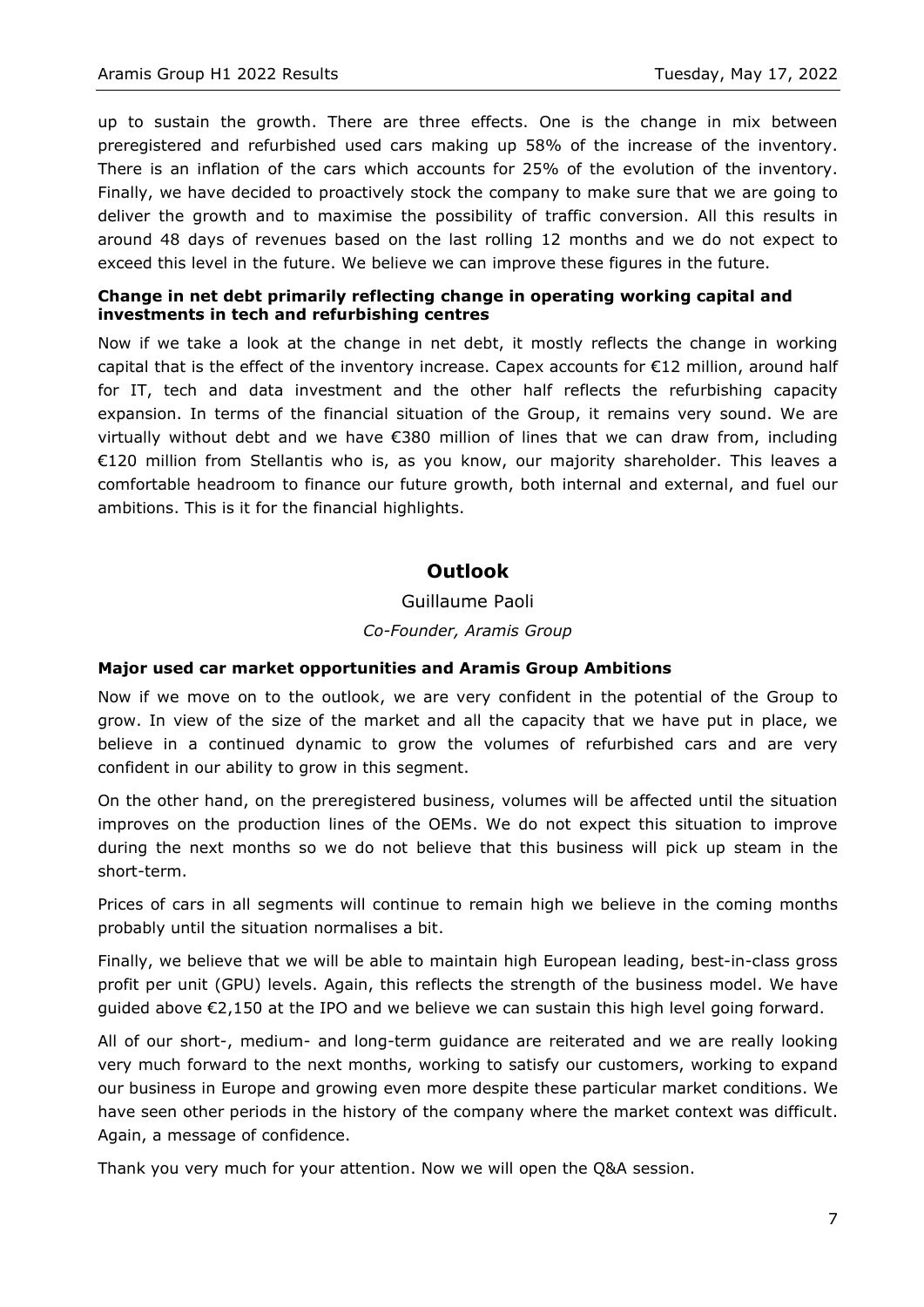up to sustain the growth. There are three effects. One is the change in mix between preregistered and refurbished used cars making up 58% of the increase of the inventory. There is an inflation of the cars which accounts for 25% of the evolution of the inventory. Finally, we have decided to proactively stock the company to make sure that we are going to deliver the growth and to maximise the possibility of traffic conversion. All this results in around 48 days of revenues based on the last rolling 12 months and we do not expect to exceed this level in the future. We believe we can improve these figures in the future.

**Change in net debt primarily reflecting change in operating working capital and investments in tech and refurbishing centres**

Now if we take a look at the change in net debt, it mostly reflects the change in working capital that is the effect of the inventory increase. Capex accounts for €12 million, around half for IT, tech and data investment and the other half reflects the refurbishing capacity expansion. In terms of the financial situation of the Group, it remains very sound. We are virtually without debt and we have €380 million of lines that we can draw from, including €120 million from Stellantis who is, as you know, our majority shareholder. This leaves a comfortable headroom to finance our future growth, both internal and external, and fuel our ambitions. This is it for the financial highlights.

## Outlook

Guillaume Paoli

*Co-Founder, Aramis Group*

**Major used car market opportunities and Aramis Group Ambitions**

Now if we move on to the outlook, we are very confident in the potential of the Group to grow. In view of the size of the market and all the capacity that we have put in place, we believe in a continued dynamic to grow the volumes of refurbished cars and are very confident in our ability to grow in this segment.

On the other hand, on the preregistered business, volumes will be affected until the situation improves on the production lines of the OEMs. We do not expect this situation to improve during the next months so we do not believe that this business will pick up steam in the short-term.

Prices of cars in all segments will continue to remain high we believe in the coming months probably until the situation normalises a bit.

Finally, we believe that we will be able to maintain high European leading, best-in-class gross profit per unit (GPU) levels. Again, this reflects the strength of the business model. We have guided above €2,150 at the IPO and we believe we can sustain this high level going forward.

All of our short-, medium- and long-term guidance are reiterated and we are really looking very much forward to the next months, working to satisfy our customers, working to expand our business in Europe and growing even more despite these particular market conditions. We have seen other periods in the history of the company where the market context was difficult. Again, a message of confidence.

Thank you very much for your attention. Now we will open the Q&A session.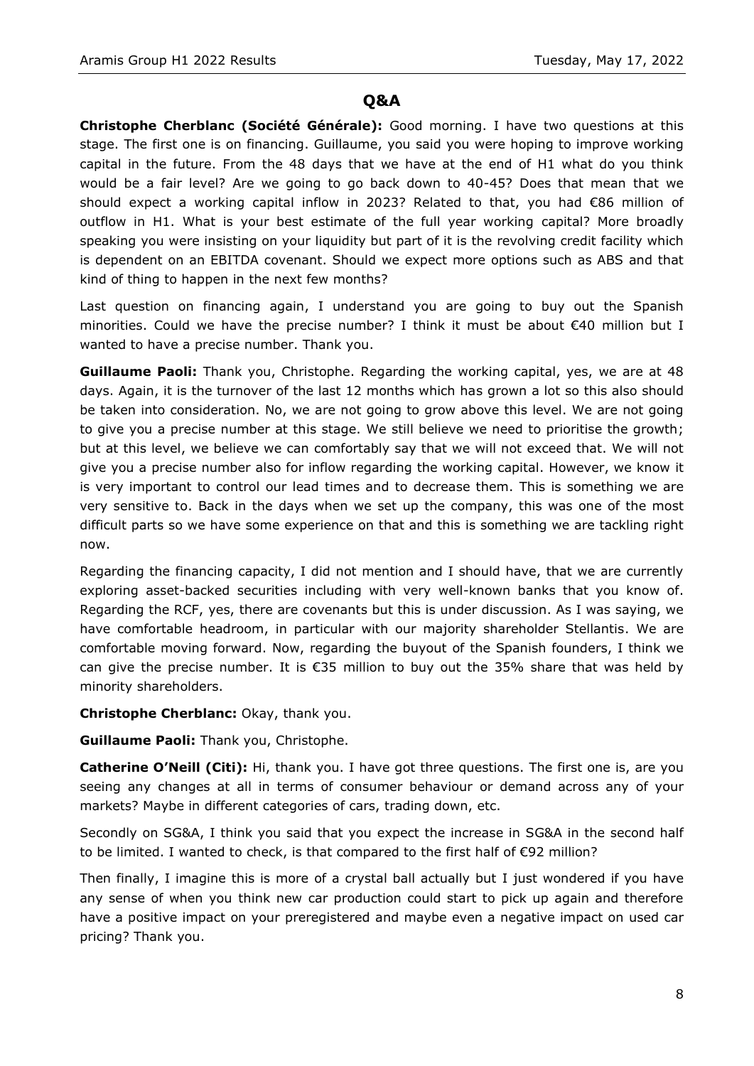## Q&A

**Christophe Cherblanc (Société Générale):** Good morning. I have two questions at this stage. The first one is on financing. Guillaume, you said you were hoping to improve working capital in the future. From the 48 days that we have at the end of H1 what do you think would be a fair level? Are we going to go back down to 40-45? Does that mean that we should expect a working capital inflow in 2023? Related to that, you had €86 million of outflow in H1. What is your best estimate of the full year working capital? More broadly speaking you were insisting on your liquidity but part of it is the revolving credit facility which is dependent on an EBITDA covenant. Should we expect more options such as ABS and that kind of thing to happen in the next few months?

Last question on financing again, I understand you are going to buy out the Spanish minorities. Could we have the precise number? I think it must be about €40 million but I wanted to have a precise number. Thank you.

**Guillaume Paoli:** Thank you, Christophe. Regarding the working capital, yes, we are at 48 days. Again, it is the turnover of the last 12 months which has grown a lot so this also should be taken into consideration. No, we are not going to grow above this level. We are not going to give you a precise number at this stage. We still believe we need to prioritise the growth; but at this level, we believe we can comfortably say that we will not exceed that. We will not give you a precise number also for inflow regarding the working capital. However, we know it is very important to control our lead times and to decrease them. This is something we are very sensitive to. Back in the days when we set up the company, this was one of the most difficult parts so we have some experience on that and this is something we are tackling right now.

Regarding the financing capacity, I did not mention and I should have, that we are currently exploring asset-backed securities including with very well-known banks that you know of. Regarding the RCF, yes, there are covenants but this is under discussion. As I was saying, we have comfortable headroom, in particular with our majority shareholder Stellantis. We are comfortable moving forward. Now, regarding the buyout of the Spanish founders, I think we can give the precise number. It is €35 million to buy out the 35% share that was held by minority shareholders.

**Christophe Cherblanc:** Okay, thank you.

**Guillaume Paoli:** Thank you, Christophe.

**Catherine O'Neill (Citi):** Hi, thank you. I have got three questions. The first one is, are you seeing any changes at all in terms of consumer behaviour or demand across any of your markets? Maybe in different categories of cars, trading down, etc.

Secondly on SG&A, I think you said that you expect the increase in SG&A in the second half to be limited. I wanted to check, is that compared to the first half of €92 million?

Then finally, I imagine this is more of a crystal ball actually but I just wondered if you have any sense of when you think new car production could start to pick up again and therefore have a positive impact on your preregistered and maybe even a negative impact on used car pricing? Thank you.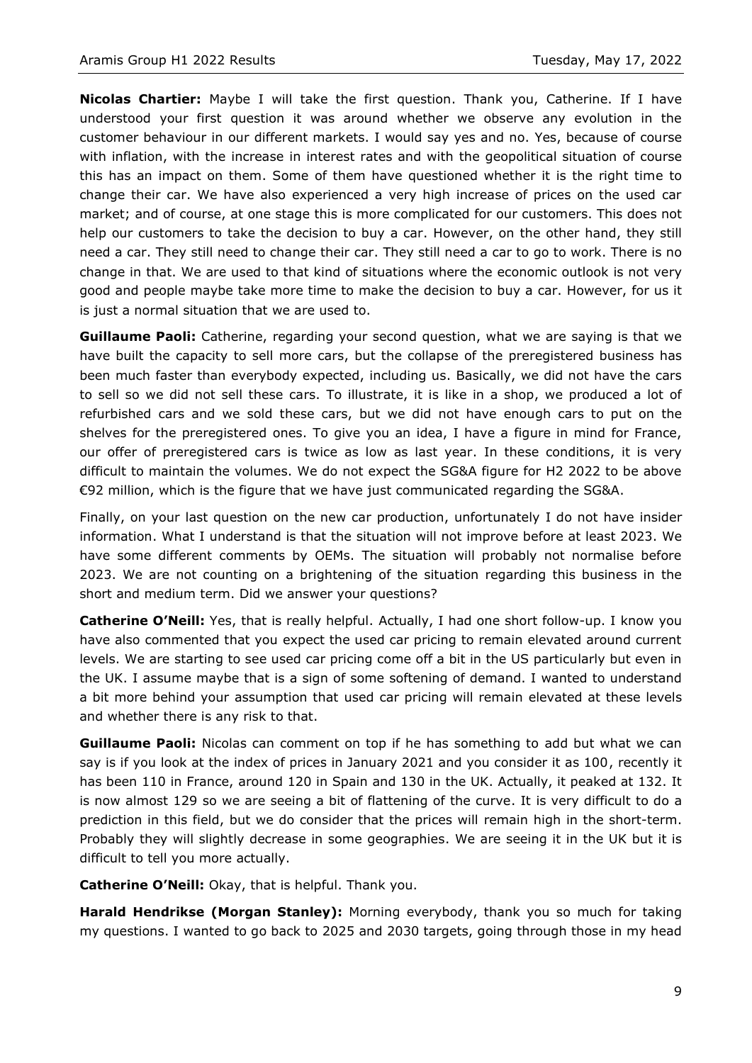**Nicolas Chartier:** Maybe I will take the first question. Thank you, Catherine. If I have understood your first question it was around whether we observe any evolution in the customer behaviour in our different markets. I would say yes and no. Yes, because of course with inflation, with the increase in interest rates and with the geopolitical situation of course this has an impact on them. Some of them have questioned whether it is the right time to change their car. We have also experienced a very high increase of prices on the used car market; and of course, at one stage this is more complicated for our customers. This does not help our customers to take the decision to buy a car. However, on the other hand, they still need a car. They still need to change their car. They still need a car to go to work. There is no change in that. We are used to that kind of situations where the economic outlook is not very good and people maybe take more time to make the decision to buy a car. However, for us it is just a normal situation that we are used to.

**Guillaume Paoli:** Catherine, regarding your second question, what we are saying is that we have built the capacity to sell more cars, but the collapse of the preregistered business has been much faster than everybody expected, including us. Basically, we did not have the cars to sell so we did not sell these cars. To illustrate, it is like in a shop, we produced a lot of refurbished cars and we sold these cars, but we did not have enough cars to put on the shelves for the preregistered ones. To give you an idea, I have a figure in mind for France, our offer of preregistered cars is twice as low as last year. In these conditions, it is very difficult to maintain the volumes. We do not expect the SG&A figure for H2 2022 to be above €92 million, which is the figure that we have just communicated regarding the SG&A.

Finally, on your last question on the new car production, unfortunately I do not have insider information. What I understand is that the situation will not improve before at least 2023. We have some different comments by OEMs. The situation will probably not normalise before 2023. We are not counting on a brightening of the situation regarding this business in the short and medium term. Did we answer your questions?

**Catherine O'Neill:** Yes, that is really helpful. Actually, I had one short follow-up. I know you have also commented that you expect the used car pricing to remain elevated around current levels. We are starting to see used car pricing come off a bit in the US particularly but even in the UK. I assume maybe that is a sign of some softening of demand. I wanted to understand a bit more behind your assumption that used car pricing will remain elevated at these levels and whether there is any risk to that.

**Guillaume Paoli:** Nicolas can comment on top if he has something to add but what we can say is if you look at the index of prices in January 2021 and you consider it as 100, recently it has been 110 in France, around 120 in Spain and 130 in the UK. Actually, it peaked at 132. It is now almost 129 so we are seeing a bit of flattening of the curve. It is very difficult to do a prediction in this field, but we do consider that the prices will remain high in the short-term. Probably they will slightly decrease in some geographies. We are seeing it in the UK but it is difficult to tell you more actually.

**Catherine O'Neill:** Okay, that is helpful. Thank you.

**Harald Hendrikse (Morgan Stanley):** Morning everybody, thank you so much for taking my questions. I wanted to go back to 2025 and 2030 targets, going through those in my head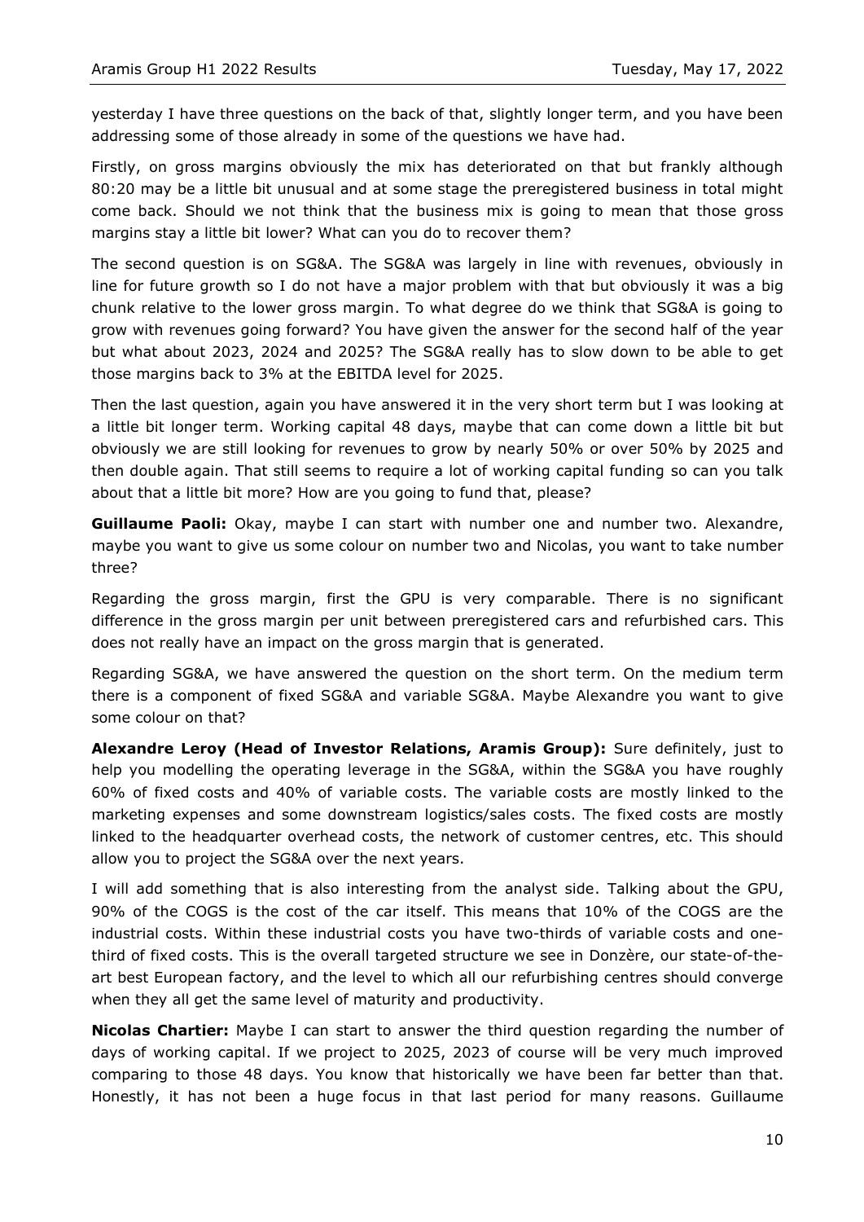yesterday I have three questions on the back of that, slightly longer term, and you have been addressing some of those already in some of the questions we have had.

Firstly, on gross margins obviously the mix has deteriorated on that but frankly although 80:20 may be a little bit unusual and at some stage the preregistered business in total might come back. Should we not think that the business mix is going to mean that those gross margins stay a little bit lower? What can you do to recover them?

The second question is on SG&A. The SG&A was largely in line with revenues, obviously in line for future growth so I do not have a major problem with that but obviously it was a big chunk relative to the lower gross margin. To what degree do we think that SG&A is going to grow with revenues going forward? You have given the answer for the second half of the year but what about 2023, 2024 and 2025? The SG&A really has to slow down to be able to get those margins back to 3% at the EBITDA level for 2025.

Then the last question, again you have answered it in the very short term but I was looking at a little bit longer term. Working capital 48 days, maybe that can come down a little bit but obviously we are still looking for revenues to grow by nearly 50% or over 50% by 2025 and then double again. That still seems to require a lot of working capital funding so can you talk about that a little bit more? How are you going to fund that, please?

**Guillaume Paoli:** Okay, maybe I can start with number one and number two. Alexandre, maybe you want to give us some colour on number two and Nicolas, you want to take number three?

Regarding the gross margin, first the GPU is very comparable. There is no significant difference in the gross margin per unit between preregistered cars and refurbished cars. This does not really have an impact on the gross margin that is generated.

Regarding SG&A, we have answered the question on the short term. On the medium term there is a component of fixed SG&A and variable SG&A. Maybe Alexandre you want to give some colour on that?

**Alexandre Leroy (Head of Investor Relations, Aramis Group):** Sure definitely, just to help you modelling the operating leverage in the SG&A, within the SG&A you have roughly 60% of fixed costs and 40% of variable costs. The variable costs are mostly linked to the marketing expenses and some downstream logistics/sales costs. The fixed costs are mostly linked to the headquarter overhead costs, the network of customer centres, etc. This should allow you to project the SG&A over the next years.

I will add something that is also interesting from the analyst side. Talking about the GPU, 90% of the COGS is the cost of the car itself. This means that 10% of the COGS are the industrial costs. Within these industrial costs you have two-thirds of variable costs and one-third of fixed costs. This is the overall targeted structure we see in Donzère, our state-of-the-art best European factory, and the level to which all our refurbishing centres should converge when they all get the same level of maturity and productivity.

**Nicolas Chartier:** Maybe I can start to answer the third question regarding the number of days of working capital. If we project to 2025, 2023 of course will be very much improved comparing to those 48 days. You know that historically we have been far better than that. Honestly, it has not been a huge focus in that last period for many reasons. Guillaume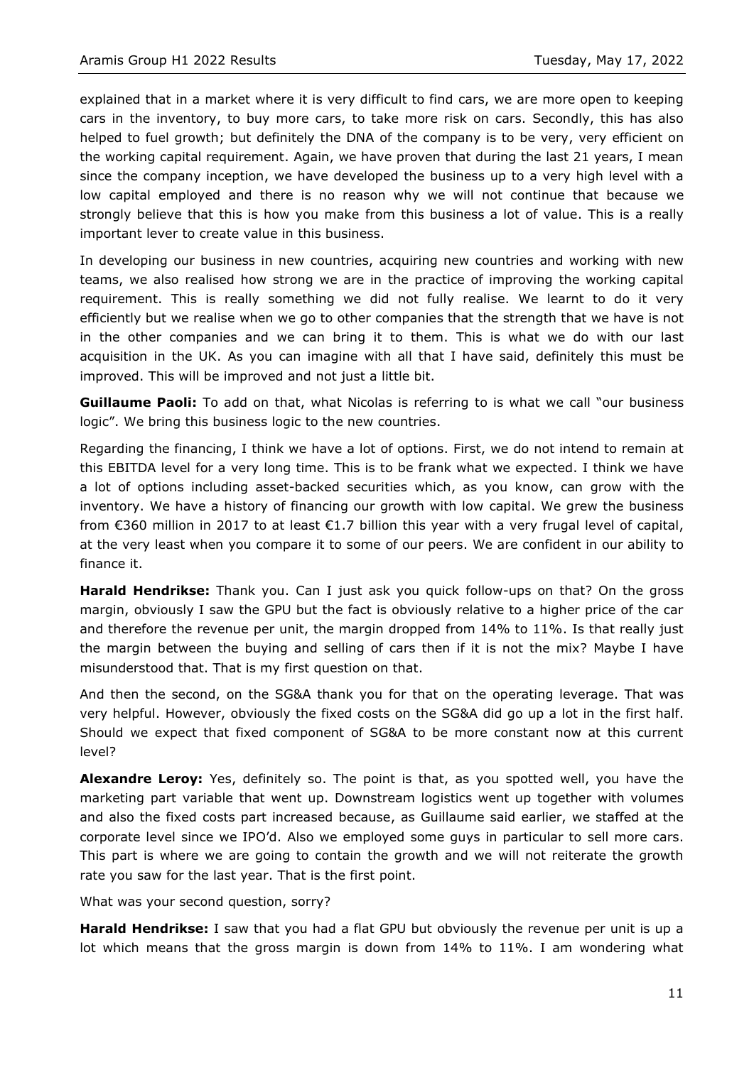explained that in a market where it is very difficult to find cars, we are more open to keeping cars in the inventory, to buy more cars, to take more risk on cars. Secondly, this has also helped to fuel growth; but definitely the DNA of the company is to be very, very efficient on the working capital requirement. Again, we have proven that during the last 21 years, I mean since the company inception, we have developed the business up to a very high level with a low capital employed and there is no reason why we will not continue that because we strongly believe that this is how you make from this business a lot of value. This is a really important lever to create value in this business.

In developing our business in new countries, acquiring new countries and working with new teams, we also realised how strong we are in the practice of improving the working capital requirement. This is really something we did not fully realise. We learnt to do it very efficiently but we realise when we go to other companies that the strength that we have is not in the other companies and we can bring it to them. This is what we do with our last acquisition in the UK. As you can imagine with all that I have said, definitely this must be improved. This will be improved and not just a little bit.

**Guillaume Paoli:** To add on that, what Nicolas is referring to is what we call "our business logic". We bring this business logic to the new countries.

Regarding the financing, I think we have a lot of options. First, we do not intend to remain at this EBITDA level for a very long time. This is to be frank what we expected. I think we have a lot of options including asset-backed securities which, as you know, can grow with the inventory. We have a history of financing our growth with low capital. We grew the business from €360 million in 2017 to at least €1.7 billion this year with a very frugal level of capital, at the very least when you compare it to some of our peers. We are confident in our ability to finance it.

**Harald Hendrikse:** Thank you. Can I just ask you quick follow-ups on that? On the gross margin, obviously I saw the GPU but the fact is obviously relative to a higher price of the car and therefore the revenue per unit, the margin dropped from 14% to 11%. Is that really just the margin between the buying and selling of cars then if it is not the mix? Maybe I have misunderstood that. That is my first question on that.

And then the second, on the SG&A thank you for that on the operating leverage. That was very helpful. However, obviously the fixed costs on the SG&A did go up a lot in the first half. Should we expect that fixed component of SG&A to be more constant now at this current level?

**Alexandre Leroy:** Yes, definitely so. The point is that, as you spotted well, you have the marketing part variable that went up. Downstream logistics went up together with volumes and also the fixed costs part increased because, as Guillaume said earlier, we staffed at the corporate level since we IPO'd. Also we employed some guys in particular to sell more cars. This part is where we are going to contain the growth and we will not reiterate the growth rate you saw for the last year. That is the first point.

What was your second question, sorry?

**Harald Hendrikse:** I saw that you had a flat GPU but obviously the revenue per unit is up a lot which means that the gross margin is down from 14% to 11%. I am wondering what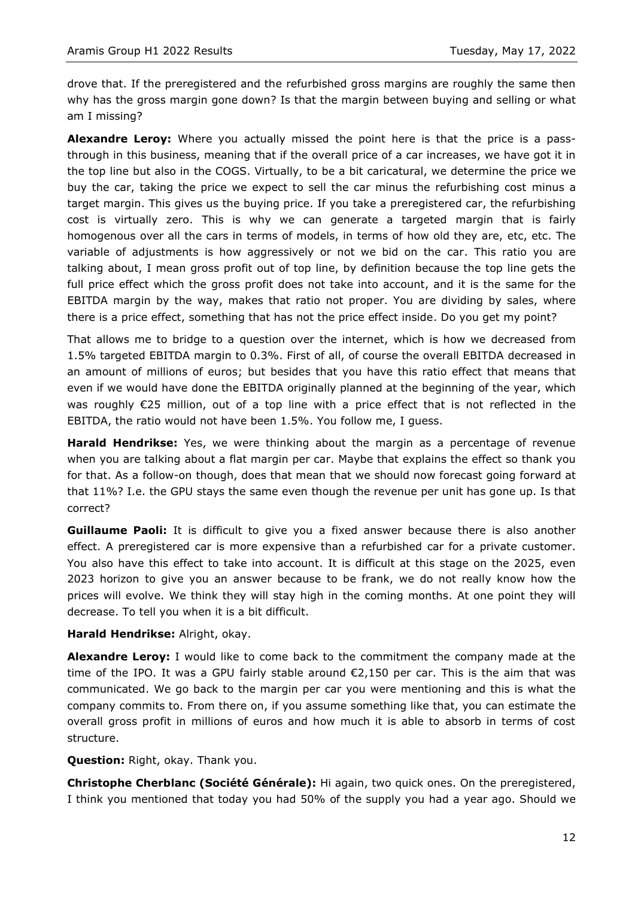drove that. If the preregistered and the refurbished gross margins are roughly the same then why has the gross margin gone down? Is that the margin between buying and selling or what am I missing?

**Alexandre Leroy:** Where you actually missed the point here is that the price is a pass-through in this business, meaning that if the overall price of a car increases, we have got it in the top line but also in the COGS. Virtually, to be a bit caricatural, we determine the price we buy the car, taking the price we expect to sell the car minus the refurbishing cost minus a target margin. This gives us the buying price. If you take a preregistered car, the refurbishing cost is virtually zero. This is why we can generate a targeted margin that is fairly homogenous over all the cars in terms of models, in terms of how old they are, etc, etc. The variable of adjustments is how aggressively or not we bid on the car. This ratio you are talking about, I mean gross profit out of top line, by definition because the top line gets the full price effect which the gross profit does not take into account, and it is the same for the EBITDA margin by the way, makes that ratio not proper. You are dividing by sales, where there is a price effect, something that has not the price effect inside. Do you get my point?

That allows me to bridge to a question over the internet, which is how we decreased from 1.5% targeted EBITDA margin to 0.3%. First of all, of course the overall EBITDA decreased in an amount of millions of euros; but besides that you have this ratio effect that means that even if we would have done the EBITDA originally planned at the beginning of the year, which was roughly €25 million, out of a top line with a price effect that is not reflected in the EBITDA, the ratio would not have been 1.5%. You follow me, I guess.

**Harald Hendrikse:** Yes, we were thinking about the margin as a percentage of revenue when you are talking about a flat margin per car. Maybe that explains the effect so thank you for that. As a follow-on though, does that mean that we should now forecast going forward at that 11%? I.e. the GPU stays the same even though the revenue per unit has gone up. Is that correct?

**Guillaume Paoli:** It is difficult to give you a fixed answer because there is also another effect. A preregistered car is more expensive than a refurbished car for a private customer. You also have this effect to take into account. It is difficult at this stage on the 2025, even 2023 horizon to give you an answer because to be frank, we do not really know how the prices will evolve. We think they will stay high in the coming months. At one point they will decrease. To tell you when it is a bit difficult.

**Harald Hendrikse:** Alright, okay.

**Alexandre Leroy:** I would like to come back to the commitment the company made at the time of the IPO. It was a GPU fairly stable around €2,150 per car. This is the aim that was communicated. We go back to the margin per car you were mentioning and this is what the company commits to. From there on, if you assume something like that, you can estimate the overall gross profit in millions of euros and how much it is able to absorb in terms of cost structure.

**Question:** Right, okay. Thank you.

**Christophe Cherblanc (Société Générale):** Hi again, two quick ones. On the preregistered, I think you mentioned that today you had 50% of the supply you had a year ago. Should we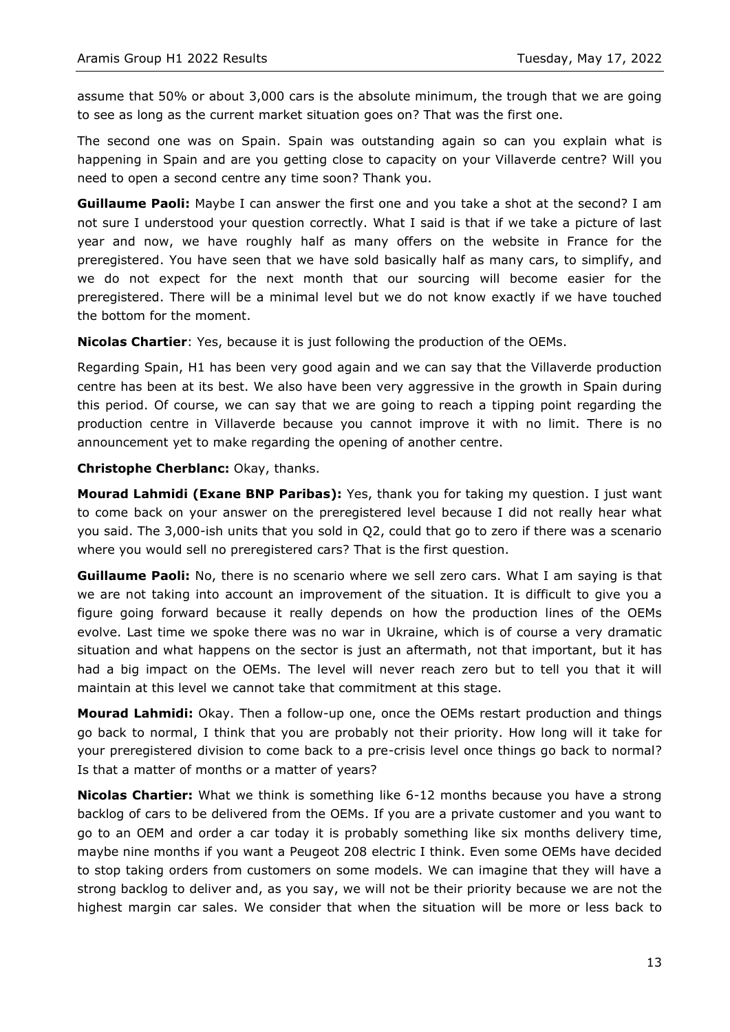assume that 50% or about 3,000 cars is the absolute minimum, the trough that we are going to see as long as the current market situation goes on? That was the first one.

The second one was on Spain. Spain was outstanding again so can you explain what is happening in Spain and are you getting close to capacity on your Villaverde centre? Will you need to open a second centre any time soon? Thank you.

**Guillaume Paoli:** Maybe I can answer the first one and you take a shot at the second? I am not sure I understood your question correctly. What I said is that if we take a picture of last year and now, we have roughly half as many offers on the website in France for the preregistered. You have seen that we have sold basically half as many cars, to simplify, and we do not expect for the next month that our sourcing will become easier for the preregistered. There will be a minimal level but we do not know exactly if we have touched the bottom for the moment.

**Nicolas Chartier**: Yes, because it is just following the production of the OEMs.

Regarding Spain, H1 has been very good again and we can say that the Villaverde production centre has been at its best. We also have been very aggressive in the growth in Spain during this period. Of course, we can say that we are going to reach a tipping point regarding the production centre in Villaverde because you cannot improve it with no limit. There is no announcement yet to make regarding the opening of another centre.

**Christophe Cherblanc:** Okay, thanks.

**Mourad Lahmidi (Exane BNP Paribas):** Yes, thank you for taking my question. I just want to come back on your answer on the preregistered level because I did not really hear what you said. The 3,000-ish units that you sold in Q2, could that go to zero if there was a scenario where you would sell no preregistered cars? That is the first question.

**Guillaume Paoli:** No, there is no scenario where we sell zero cars. What I am saying is that we are not taking into account an improvement of the situation. It is difficult to give you a figure going forward because it really depends on how the production lines of the OEMs evolve. Last time we spoke there was no war in Ukraine, which is of course a very dramatic situation and what happens on the sector is just an aftermath, not that important, but it has had a big impact on the OEMs. The level will never reach zero but to tell you that it will maintain at this level we cannot take that commitment at this stage.

**Mourad Lahmidi:** Okay. Then a follow-up one, once the OEMs restart production and things go back to normal, I think that you are probably not their priority. How long will it take for your preregistered division to come back to a pre-crisis level once things go back to normal? Is that a matter of months or a matter of years?

**Nicolas Chartier:** What we think is something like 6-12 months because you have a strong backlog of cars to be delivered from the OEMs. If you are a private customer and you want to go to an OEM and order a car today it is probably something like six months delivery time, maybe nine months if you want a Peugeot 208 electric I think. Even some OEMs have decided to stop taking orders from customers on some models. We can imagine that they will have a strong backlog to deliver and, as you say, we will not be their priority because we are not the highest margin car sales. We consider that when the situation will be more or less back to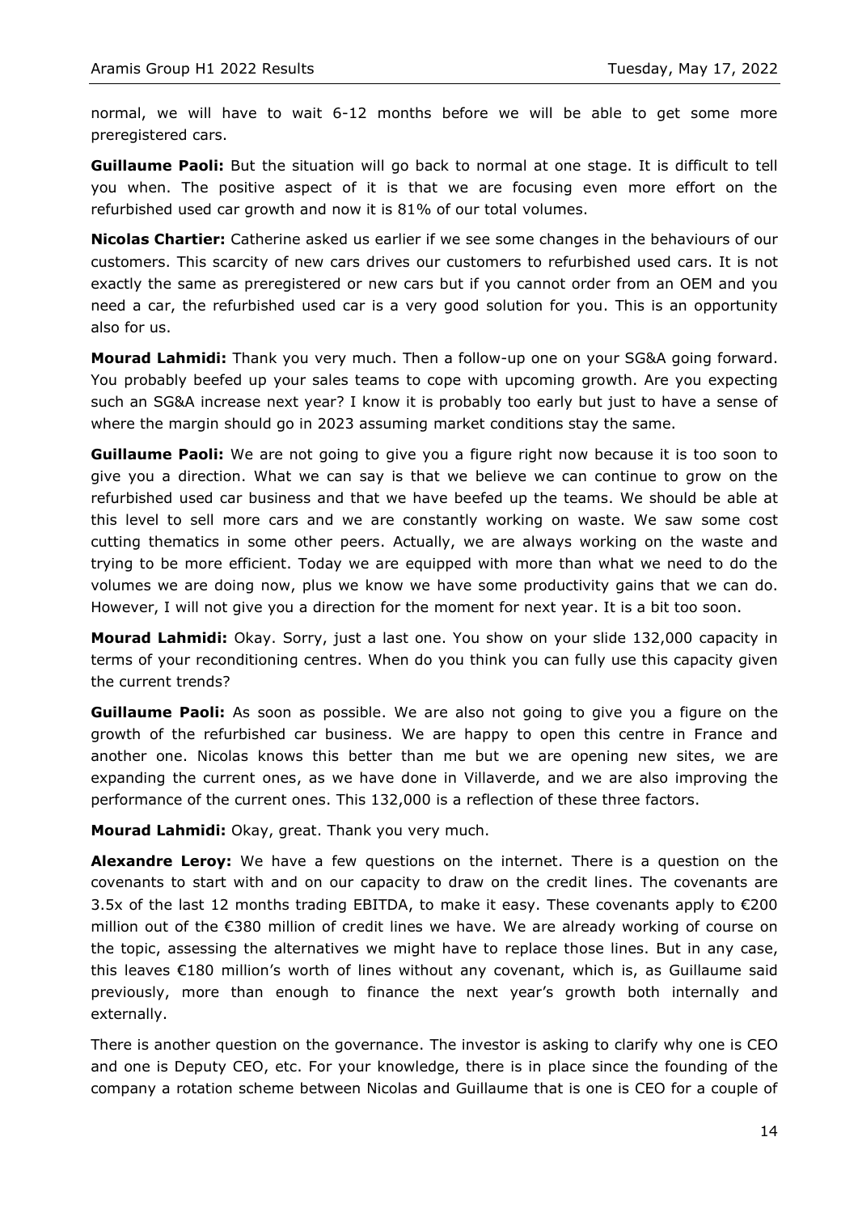normal, we will have to wait 6-12 months before we will be able to get some more preregistered cars.

**Guillaume Paoli:** But the situation will go back to normal at one stage. It is difficult to tell you when. The positive aspect of it is that we are focusing even more effort on the refurbished used car growth and now it is 81% of our total volumes.

**Nicolas Chartier:** Catherine asked us earlier if we see some changes in the behaviours of our customers. This scarcity of new cars drives our customers to refurbished used cars. It is not exactly the same as preregistered or new cars but if you cannot order from an OEM and you need a car, the refurbished used car is a very good solution for you. This is an opportunity also for us.

**Mourad Lahmidi:** Thank you very much. Then a follow-up one on your SG&A going forward. You probably beefed up your sales teams to cope with upcoming growth. Are you expecting such an SG&A increase next year? I know it is probably too early but just to have a sense of where the margin should go in 2023 assuming market conditions stay the same.

**Guillaume Paoli:** We are not going to give you a figure right now because it is too soon to give you a direction. What we can say is that we believe we can continue to grow on the refurbished used car business and that we have beefed up the teams. We should be able at this level to sell more cars and we are constantly working on waste. We saw some cost cutting thematics in some other peers. Actually, we are always working on the waste and trying to be more efficient. Today we are equipped with more than what we need to do the volumes we are doing now, plus we know we have some productivity gains that we can do. However, I will not give you a direction for the moment for next year. It is a bit too soon.

**Mourad Lahmidi:** Okay. Sorry, just a last one. You show on your slide 132,000 capacity in terms of your reconditioning centres. When do you think you can fully use this capacity given the current trends?

**Guillaume Paoli:** As soon as possible. We are also not going to give you a figure on the growth of the refurbished car business. We are happy to open this centre in France and another one. Nicolas knows this better than me but we are opening new sites, we are expanding the current ones, as we have done in Villaverde, and we are also improving the performance of the current ones. This 132,000 is a reflection of these three factors.

**Mourad Lahmidi:** Okay, great. Thank you very much.

**Alexandre Leroy:** We have a few questions on the internet. There is a question on the covenants to start with and on our capacity to draw on the credit lines. The covenants are 3.5x of the last 12 months trading EBITDA, to make it easy. These covenants apply to €200 million out of the €380 million of credit lines we have. We are already working of course on the topic, assessing the alternatives we might have to replace those lines. But in any case, this leaves €180 million's worth of lines without any covenant, which is, as Guillaume said previously, more than enough to finance the next year's growth both internally and externally.

There is another question on the governance. The investor is asking to clarify why one is CEO and one is Deputy CEO, etc. For your knowledge, there is in place since the founding of the company a rotation scheme between Nicolas and Guillaume that is one is CEO for a couple of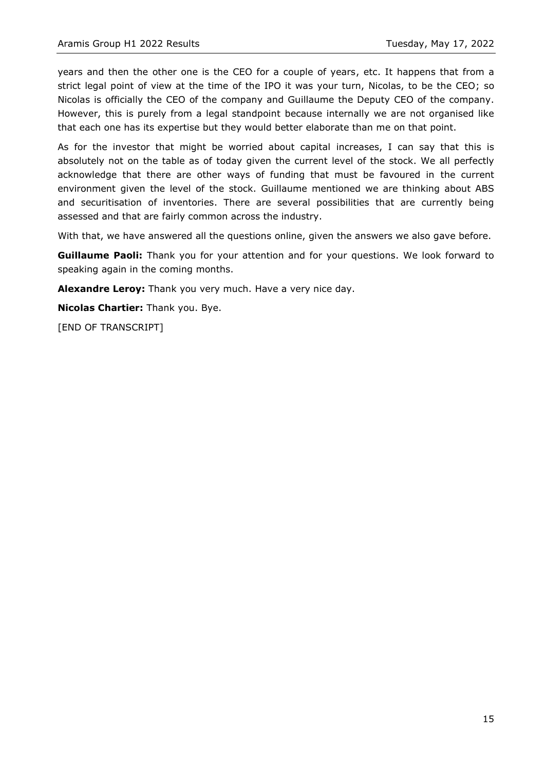years and then the other one is the CEO for a couple of years, etc. It happens that from a strict legal point of view at the time of the IPO it was your turn, Nicolas, to be the CEO; so Nicolas is officially the CEO of the company and Guillaume the Deputy CEO of the company. However, this is purely from a legal standpoint because internally we are not organised like that each one has its expertise but they would better elaborate than me on that point.

As for the investor that might be worried about capital increases, I can say that this is absolutely not on the table as of today given the current level of the stock. We all perfectly acknowledge that there are other ways of funding that must be favoured in the current environment given the level of the stock. Guillaume mentioned we are thinking about ABS and securitisation of inventories. There are several possibilities that are currently being assessed and that are fairly common across the industry.

With that, we have answered all the questions online, given the answers we also gave before.

**Guillaume Paoli:** Thank you for your attention and for your questions. We look forward to speaking again in the coming months.

**Alexandre Leroy:** Thank you very much. Have a very nice day.

**Nicolas Chartier:** Thank you. Bye.

[END OF TRANSCRIPT]